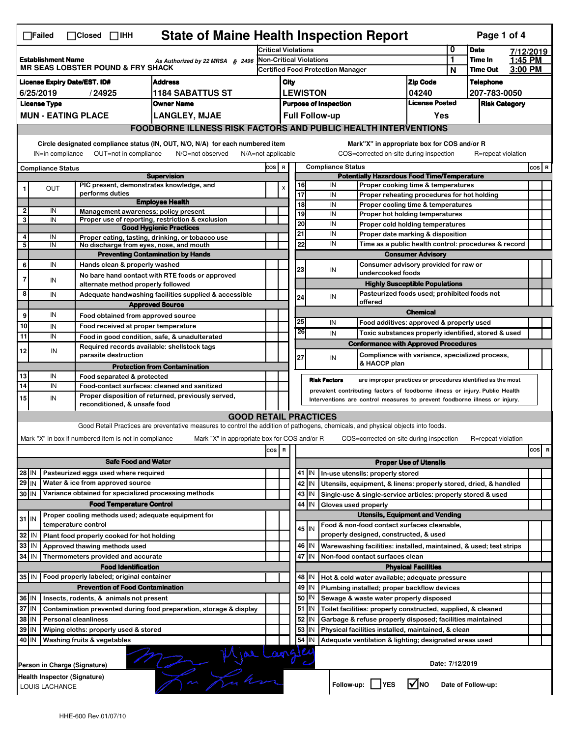☐Failed ☐Closed ☐IHH

# State of Maine Health Inspection Report

Page 1 of 4

| | | | |
|---|---|---|---|
| **Establishment Name** MR SEAS LOBSTER POUND & FRY SHACK | *As Authorized by 22 MRSA § 2496* | Critical Violations | 0 |
| | | Non-Critical Violations | 1 |
| | | Certified Food Protection Manager | N |

**Date** 7/12/2019
**Time In** 1:45 PM
**Time Out** 3:00 PM

| License Expiry Date/EST. ID# | Address | City | Zip Code | Telephone |
|---|---|---|---|---|
| 6/25/2019 / 24925 | 1184 SABATTUS ST | LEWISTON | 04240 | 207-783-0050 |

| License Type | Owner Name | Purpose of Inspection | License Posted | Risk Category |
|---|---|---|---|---|
| MUN - EATING PLACE | LANGLEY, MJAE | Full Follow-up | Yes | |

## FOODBORNE ILLNESS RISK FACTORS AND PUBLIC HEALTH INTERVENTIONS

Circle designated compliance status (IN, OUT, N/O, N/A) for each numbered item — IN=in compliance, OUT=not in compliance, N/O=not observed, N/A=not applicable

Mark"X" in appropriate box for COS and/or R — COS=corrected on-site during inspection, R=repeat violation

| # | Compliance Status | | COS | R |
|---|---|---|---|---|
| | | **Supervision** | | |
| 1 | OUT | PIC present, demonstrates knowledge, and performs duties | | X |
| | | **Employee Health** | | |
| 2 | IN | Management awareness; policy present | | |
| 3 | IN | Proper use of reporting, restriction & exclusion | | |
| | | **Good Hygienic Practices** | | |
| 4 | IN | Proper eating, tasting, drinking, or tobacco use | | |
| 5 | IN | No discharge from eyes, nose, and mouth | | |
| | | **Preventing Contamination by Hands** | | |
| 6 | IN | Hands clean & properly washed | | |
| 7 | IN | No bare hand contact with RTE foods or approved alternate method properly followed | | |
| 8 | IN | Adequate handwashing facilities supplied & accessible | | |
| | | **Approved Source** | | |
| 9 | IN | Food obtained from approved source | | |
| 10 | IN | Food received at proper temperature | | |
| 11 | IN | Food in good condition, safe, & unadulterated | | |
| 12 | IN | Required records available: shellstock tags parasite destruction | | |
| | | **Protection from Contamination** | | |
| 13 | IN | Food separated & protected | | |
| 14 | IN | Food-contact surfaces: cleaned and sanitized | | |
| 15 | IN | Proper disposition of returned, previously served, reconditioned, & unsafe food | | |

| # | Compliance Status | | COS | R |
|---|---|---|---|---|
| | | **Potentially Hazardous Food Time/Temperature** | | |
| 16 | IN | Proper cooking time & temperatures | | |
| 17 | IN | Proper reheating procedures for hot holding | | |
| 18 | IN | Proper cooling time & temperatures | | |
| 19 | IN | Proper hot holding temperatures | | |
| 20 | IN | Proper cold holding temperatures | | |
| 21 | IN | Proper date marking & disposition | | |
| 22 | IN | Time as a public health control: procedures & record | | |
| | | **Consumer Advisory** | | |
| 23 | IN | Consumer advisory provided for raw or undercooked foods | | |
| | | **Highly Susceptible Populations** | | |
| 24 | IN | Pasteurized foods used; prohibited foods not offered | | |
| | | **Chemical** | | |
| 25 | IN | Food additives: approved & properly used | | |
| 26 | IN | Toxic substances properly identified, stored & used | | |
| | | **Conformance with Approved Procedures** | | |
| 27 | IN | Compliance with variance, specialized process, & HACCP plan | | |

**Risk Factors** are improper practices or procedures identified as the most prevalent contributing factors of foodborne illness or injury. Public Health Interventions are control measures to prevent foodborne illness or injury.

## GOOD RETAIL PRACTICES

Good Retail Practices are preventative measures to control the addition of pathogens, chemicals, and physical objects into foods.

Mark "X" in box if numbered item is not in compliance — Mark "X" in appropriate box for COS and/or R — COS=corrected on-site during inspection — R=repeat violation

| # | | | COS | R |
|---|---|---|---|---|
| | | **Safe Food and Water** | | |
| 28 | IN | Pasteurized eggs used where required | | |
| 29 | IN | Water & ice from approved source | | |
| 30 | IN | Variance obtained for specialized processing methods | | |
| | | **Food Temperature Control** | | |
| 31 | IN | Proper cooling methods used; adequate equipment for temperature control | | |
| 32 | IN | Plant food properly cooked for hot holding | | |
| 33 | IN | Approved thawing methods used | | |
| 34 | IN | Thermometers provided and accurate | | |
| | | **Food Identification** | | |
| 35 | IN | Food properly labeled; original container | | |
| | | **Prevention of Food Contamination** | | |
| 36 | IN | Insects, rodents, & animals not present | | |
| 37 | IN | Contamination prevented during food preparation, storage & display | | |
| 38 | IN | Personal cleanliness | | |
| 39 | IN | Wiping cloths: properly used & stored | | |
| 40 | IN | Washing fruits & vegetables | | |

| # | | | COS | R |
|---|---|---|---|---|
| | | **Proper Use of Utensils** | | |
| 41 | IN | In-use utensils: properly stored | | |
| 42 | IN | Utensils, equipment, & linens: properly stored, dried, & handled | | |
| 43 | IN | Single-use & single-service articles: properly stored & used | | |
| 44 | IN | Gloves used properly | | |
| | | **Utensils, Equipment and Vending** | | |
| 45 | IN | Food & non-food contact surfaces cleanable, properly designed, constructed, & used | | |
| 46 | IN | Warewashing facilities: installed, maintained, & used; test strips | | |
| 47 | IN | Non-food contact surfaces clean | | |
| | | **Physical Facilities** | | |
| 48 | IN | Hot & cold water available; adequate pressure | | |
| 49 | IN | Plumbing installed; proper backflow devices | | |
| 50 | IN | Sewage & waste water properly disposed | | |
| 51 | IN | Toilet facilities: properly constructed, supplied, & cleaned | | |
| 52 | IN | Garbage & refuse properly disposed; facilities maintained | | |
| 53 | IN | Physical facilities installed, maintained, & clean | | |
| 54 | IN | Adequate ventilation & lighting; designated areas used | | |

Person in Charge (Signature): Mjae Langley

Date: 7/12/2019

Health Inspector (Signature): LOUIS LACHANCE

Follow-up: ☐ YES ☑ NO    Date of Follow-up:

HHE-600 Rev.01/07/10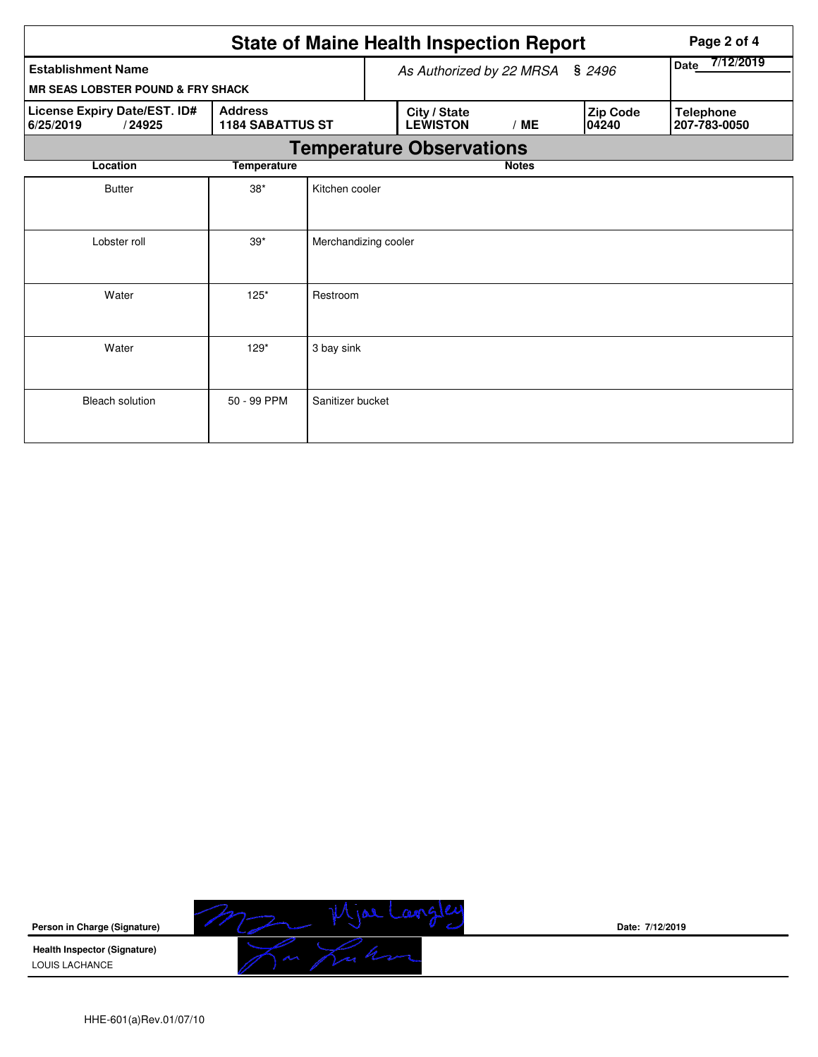# State of Maine Health Inspection Report

| Establishment Name | As Authorized by 22 MRSA § 2496 | | | Date 7/12/2019 |
|---|---|---|---|---|
| MR SEAS LOBSTER POUND & FRY SHACK | | | | |
| **License Expiry Date/EST. ID#** 6/25/2019 / 24925 | **Address** 1184 SABATTUS ST | **City / State** LEWISTON / ME | **Zip Code** 04240 | **Telephone** 207-783-0050 |

## Temperature Observations

| Location | Temperature | Notes |
|---|---|---|
| Butter | 38* | Kitchen cooler |
| Lobster roll | 39* | Merchandizing cooler |
| Water | 125* | Restroom |
| Water | 129* | 3 bay sink |
| Bleach solution | 50 - 99 PPM | Sanitizer bucket |

**Person in Charge (Signature)** Mijae Langley

**Date:** 7/12/2019

**Health Inspector (Signature)**
LOUIS LACHANCE

HHE-601(a)Rev.01/07/10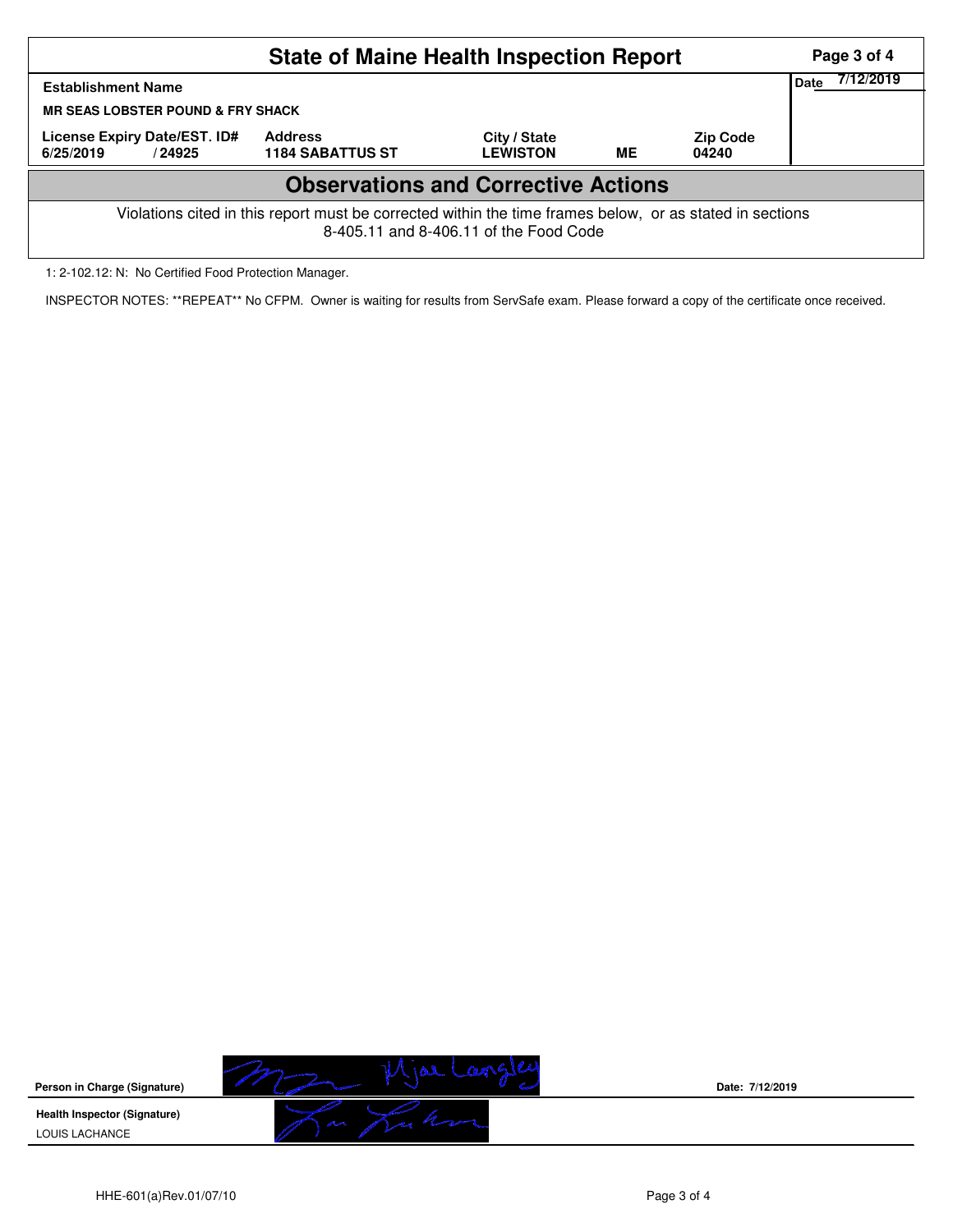# State of Maine Health Inspection Report

| Establishment Name | | | | | Date 7/12/2019 |
|---|---|---|---|---|---|
| MR SEAS LOBSTER POUND & FRY SHACK | | | | | |
| License Expiry Date/EST. ID# | Address | City / State | | Zip Code | |
| 6/25/2019 / 24925 | 1184 SABATTUS ST | LEWISTON | ME | 04240 | |

## Observations and Corrective Actions

Violations cited in this report must be corrected within the time frames below, or as stated in sections 8-405.11 and 8-406.11 of the Food Code

1: 2-102.12: N: No Certified Food Protection Manager.

INSPECTOR NOTES: **REPEAT** No CFPM. Owner is waiting for results from ServSafe exam. Please forward a copy of the certificate once received.

**Person in Charge (Signature)** Mjae Langley

Date: 7/12/2019

**Health Inspector (Signature)**

LOUIS LACHANCE

HHE-601(a)Rev.01/07/10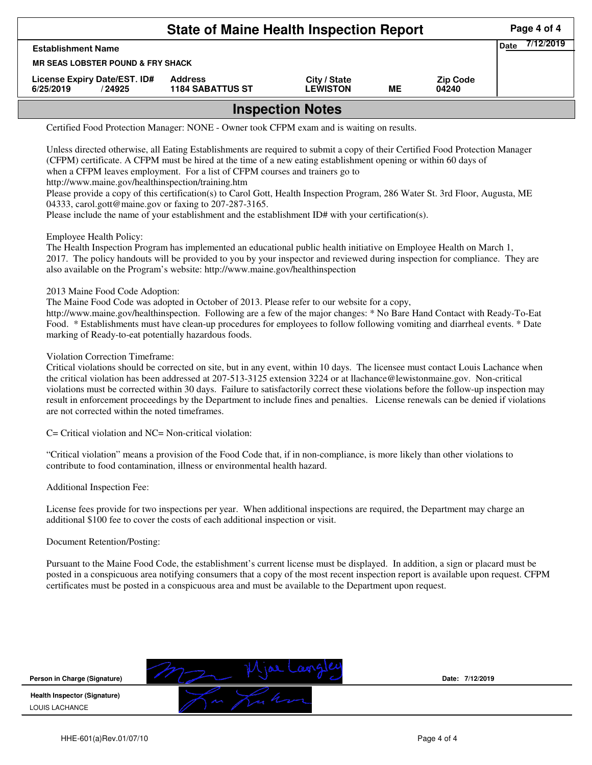# State of Maine Health Inspection Report

| Establishment Name | | | | | Date 7/12/2019 |
|---|---|---|---|---|---|
| MR SEAS LOBSTER POUND & FRY SHACK | | | | | |
| License Expiry Date/EST. ID# | | Address | City / State | | Zip Code |
| 6/25/2019 | / 24925 | 1184 SABATTUS ST | LEWISTON | ME | 04240 |

## Inspection Notes

Certified Food Protection Manager: NONE - Owner took CFPM exam and is waiting on results.

Unless directed otherwise, all Eating Establishments are required to submit a copy of their Certified Food Protection Manager (CFPM) certificate. A CFPM must be hired at the time of a new eating establishment opening or within 60 days of when a CFPM leaves employment. For a list of CFPM courses and trainers go to http://www.maine.gov/healthinspection/training.htm
Please provide a copy of this certification(s) to Carol Gott, Health Inspection Program, 286 Water St. 3rd Floor, Augusta, ME 04333, carol.gott@maine.gov or faxing to 207-287-3165.
Please include the name of your establishment and the establishment ID# with your certification(s).

Employee Health Policy:
The Health Inspection Program has implemented an educational public health initiative on Employee Health on March 1, 2017. The policy handouts will be provided to you by your inspector and reviewed during inspection for compliance. They are also available on the Program's website: http://www.maine.gov/healthinspection

2013 Maine Food Code Adoption:
The Maine Food Code was adopted in October of 2013. Please refer to our website for a copy, http://www.maine.gov/healthinspection. Following are a few of the major changes: * No Bare Hand Contact with Ready-To-Eat Food. * Establishments must have clean-up procedures for employees to follow following vomiting and diarrheal events. * Date marking of Ready-to-eat potentially hazardous foods.

Violation Correction Timeframe:
Critical violations should be corrected on site, but in any event, within 10 days. The licensee must contact Louis Lachance when the critical violation has been addressed at 207-513-3125 extension 3224 or at llachance@lewistonmaine.gov. Non-critical violations must be corrected within 30 days. Failure to satisfactorily correct these violations before the follow-up inspection may result in enforcement proceedings by the Department to include fines and penalties. License renewals can be denied if violations are not corrected within the noted timeframes.

C= Critical violation and NC= Non-critical violation:

"Critical violation" means a provision of the Food Code that, if in non-compliance, is more likely than other violations to contribute to food contamination, illness or environmental health hazard.

Additional Inspection Fee:

License fees provide for two inspections per year. When additional inspections are required, the Department may charge an additional $100 fee to cover the costs of each additional inspection or visit.

Document Retention/Posting:

Pursuant to the Maine Food Code, the establishment's current license must be displayed. In addition, a sign or placard must be posted in a conspicuous area notifying consumers that a copy of the most recent inspection report is available upon request. CFPM certificates must be posted in a conspicuous area and must be available to the Department upon request.

| | | |
|---|---|---|
| Person in Charge (Signature) | [signature] | Date: 7/12/2019 |
| Health Inspector (Signature) LOUIS LACHANCE | [signature] | |

HHE-601(a)Rev.01/07/10